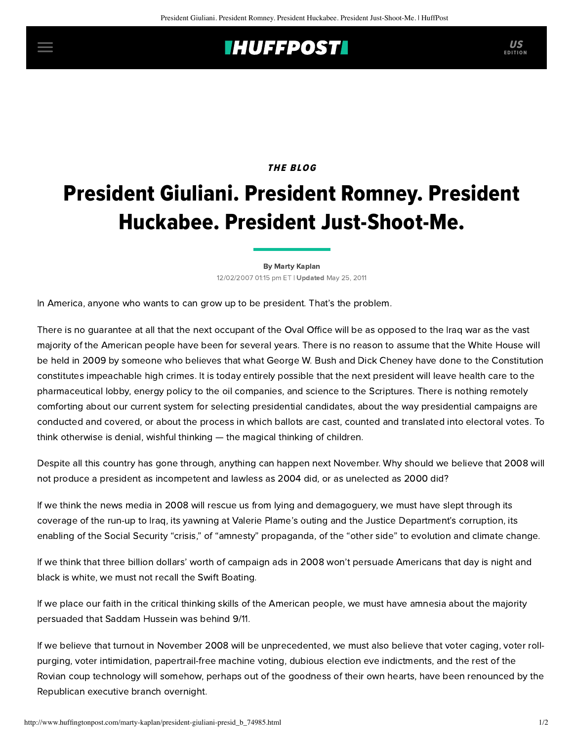*THE BLOG*

# President Giuliani. President Romney. President Huckabee. President Just-Shoot-Me.

By Marty Kaplan

12/02/2007 01:15 pm ET | **Updated** May 25, 2011

In America, anyone who wants to can grow up to be president. That's the problem.

There is no guarantee at all that the next occupant of the Oval Office will be as opposed to the Iraq war as the vast majority of the American people have been for several years. There is no reason to assume that the White House will be held in 2009 by someone who believes that what George W. Bush and Dick Cheney have done to the Constitution constitutes impeachable high crimes. It is today entirely possible that the next president will leave health care to the pharmaceutical lobby, energy policy to the oil companies, and science to the Scriptures. There is nothing remotely comforting about our current system for selecting presidential candidates, about the way presidential campaigns are conducted and covered, or about the process in which ballots are cast, counted and translated into electoral votes. To think otherwise is denial, wishful thinking — the magical thinking of children.

Despite all this country has gone through, anything can happen next November. Why should we believe that 2008 will not produce a president as incompetent and lawless as 2004 did, or as unelected as 2000 did?

If we think the news media in 2008 will rescue us from lying and demagoguery, we must have slept through its coverage of the run-up to Iraq, its yawning at Valerie Plame's outing and the Justice Department's corruption, its enabling of the Social Security "crisis," of "amnesty" propaganda, of the "other side" to evolution and climate change.

If we think that three billion dollars' worth of campaign ads in 2008 won't persuade Americans that day is night and black is white, we must not recall the Swift Boating.

If we place our faith in the critical thinking skills of the American people, we must have amnesia about the majority persuaded that Saddam Hussein was behind 9/11.

If we believe that turnout in November 2008 will be unprecedented, we must also believe that voter caging, voter roll-purging, voter intimidation, papertrail-free machine voting, dubious election eve indictments, and the rest of the Rovian coup technology will somehow, perhaps out of the goodness of their own hearts, have been renounced by the Republican executive branch overnight.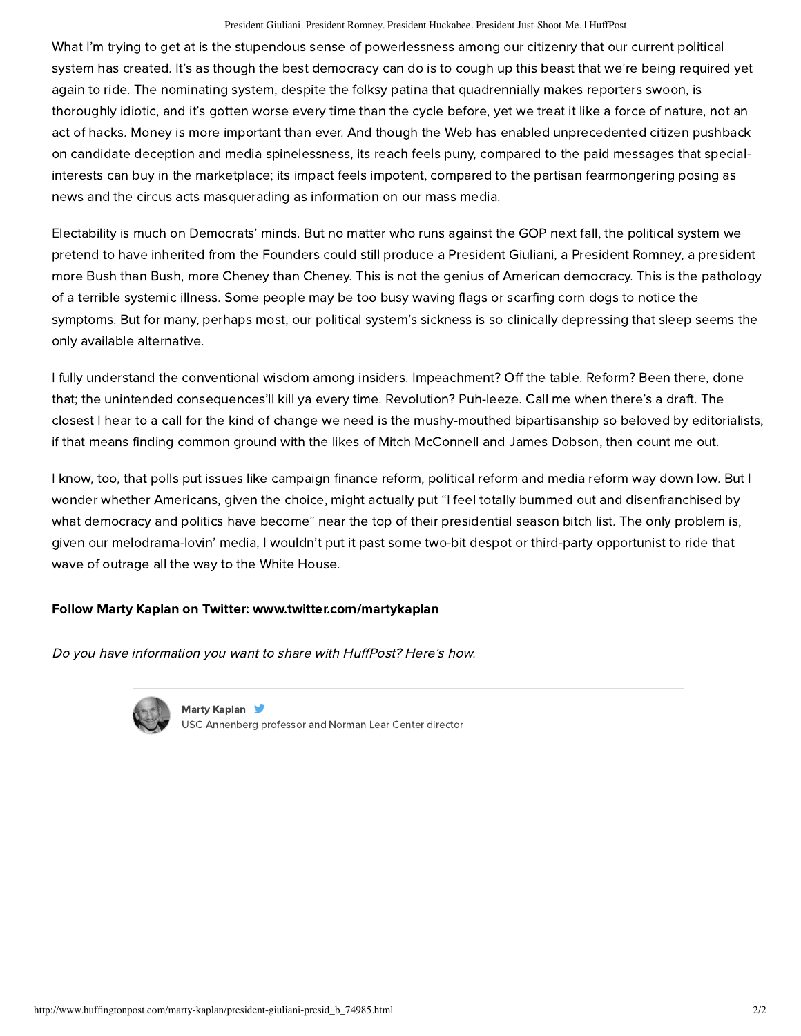What I'm trying to get at is the stupendous sense of powerlessness among our citizenry that our current political system has created. It's as though the best democracy can do is to cough up this beast that we're being required yet again to ride. The nominating system, despite the folksy patina that quadrennially makes reporters swoon, is thoroughly idiotic, and it's gotten worse every time than the cycle before, yet we treat it like a force of nature, not an act of hacks. Money is more important than ever. And though the Web has enabled unprecedented citizen pushback on candidate deception and media spinelessness, its reach feels puny, compared to the paid messages that special-interests can buy in the marketplace; its impact feels impotent, compared to the partisan fearmongering posing as news and the circus acts masquerading as information on our mass media.

Electability is much on Democrats' minds. But no matter who runs against the GOP next fall, the political system we pretend to have inherited from the Founders could still produce a President Giuliani, a President Romney, a president more Bush than Bush, more Cheney than Cheney. This is not the genius of American democracy. This is the pathology of a terrible systemic illness. Some people may be too busy waving flags or scarfing corn dogs to notice the symptoms. But for many, perhaps most, our political system's sickness is so clinically depressing that sleep seems the only available alternative.

I fully understand the conventional wisdom among insiders. Impeachment? Off the table. Reform? Been there, done that; the unintended consequences'll kill ya every time. Revolution? Puh-leeze. Call me when there's a draft. The closest I hear to a call for the kind of change we need is the mushy-mouthed bipartisanship so beloved by editorialists; if that means finding common ground with the likes of Mitch McConnell and James Dobson, then count me out.

I know, too, that polls put issues like campaign finance reform, political reform and media reform way down low. But I wonder whether Americans, given the choice, might actually put "I feel totally bummed out and disenfranchised by what democracy and politics have become" near the top of their presidential season bitch list. The only problem is, given our melodrama-lovin' media, I wouldn't put it past some two-bit despot or third-party opportunist to ride that wave of outrage all the way to the White House.

**Follow Marty Kaplan on Twitter: www.twitter.com/martykaplan**

*Do you have information you want to share with HuffPost? Here's how.*

**Marty Kaplan**
USC Annenberg professor and Norman Lear Center director